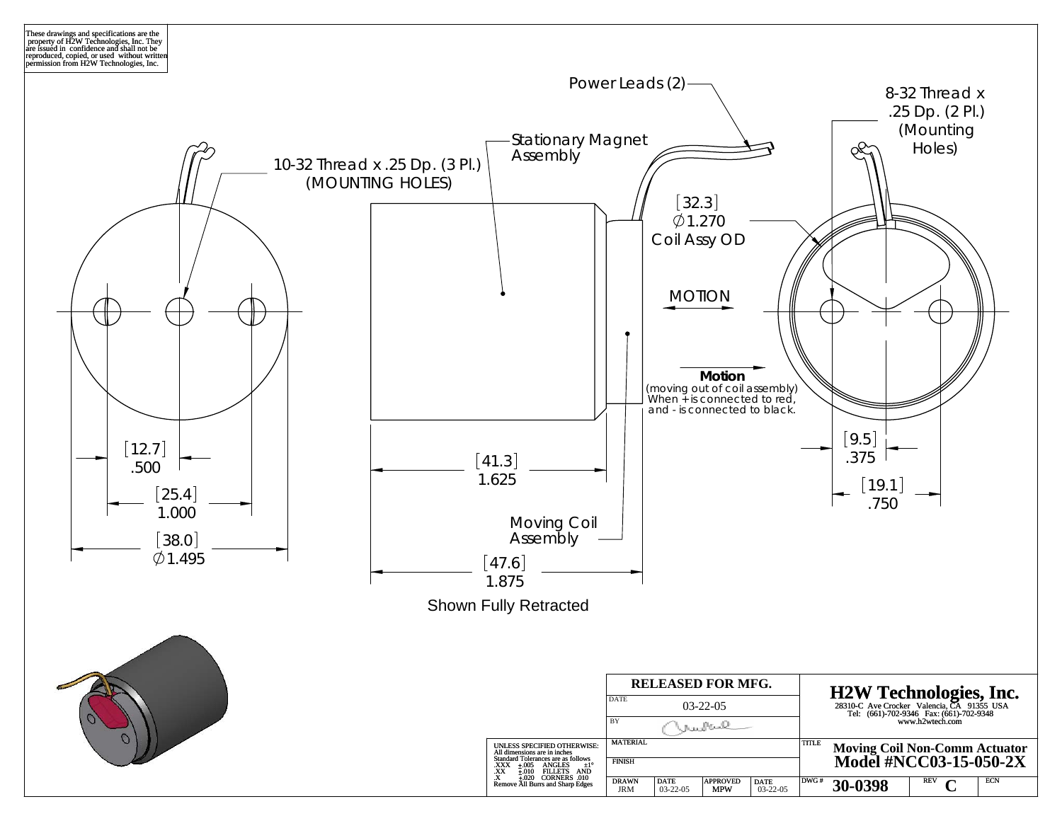These drawings and specifications are the property of H2W Technologies, Inc. They are issued in confidence and shall not be reproduced, copied, or used without written permission from H2W Technologies, Inc.

Power Leads (2)

Stationary Magnet Assembly

10-32 Thread x .25 Dp. (3 Pl.) (MOUNTING HOLES)

8-32 Thread x .25 Dp. (2 Pl.) (Mounting Holes)

[32.3] ∅1.270 Coil Assy OD

MOTION

**Motion** (moving out of coil assembly) When + is connected to red, and - is connected to black.

Moving Coil Assembly

[12.7] .500

[25.4] 1.000

[38.0] ∅1.495

[41.3] 1.625

[47.6] 1.875

[9.5] .375

[19.1] .750

Shown Fully Retracted

UNLESS SPECIFIED OTHERWISE:
All dimensions are in inches
Standard Tolerances are as follows
.XXX ±.005 ANGLES ±1°
.XX ±.010 FILLETS AND
.X ±.020 CORNERS .010
Remove All Burrs and Sharp Edges

| RELEASED FOR MFG. | | | |
|---|---|---|---|
| DATE 03-22-05 | | | |
| BY | | | |
| MATERIAL | | | |
| FINISH | | | |
| DRAWN JRM | DATE 03-22-05 | APPROVED MPW | DATE 03-22-05 |

**H2W Technologies, Inc.**
28310-C Ave Crocker Valencia, CA 91355 USA
Tel: (661)-702-9346 Fax: (661)-702-9348
www.h2wtech.com

TITLE **Moving Coil Non-Comm Actuator Model #NCC03-15-050-2X**

| DWG # | REV | ECN |
|---|---|---|
| 30-0398 | C | |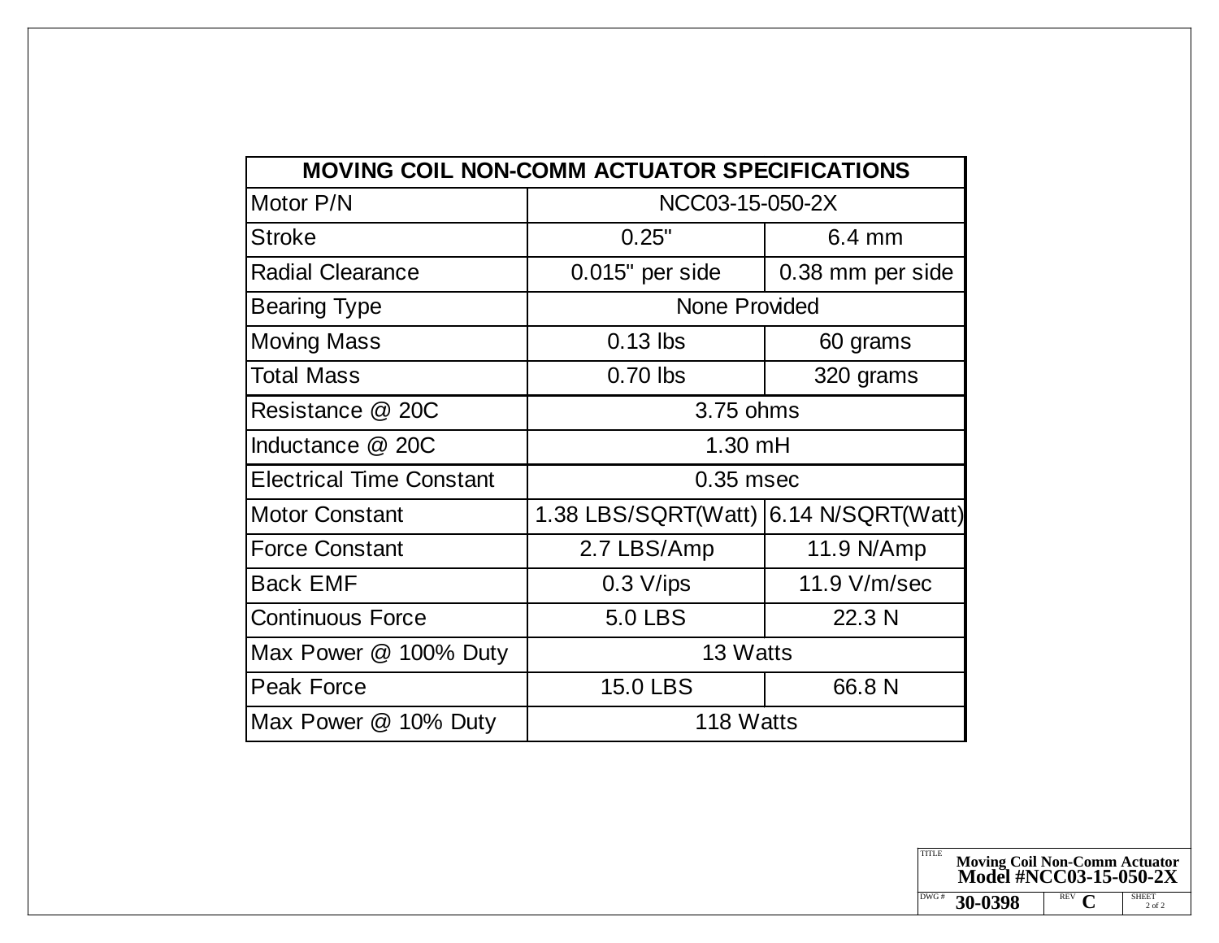| MOVING COIL NON-COMM ACTUATOR SPECIFICATIONS | | |
|---|---|---|
| Motor P/N | NCC03-15-050-2X | |
| Stroke | 0.25" | 6.4 mm |
| Radial Clearance | 0.015" per side | 0.38 mm per side |
| Bearing Type | None Provided | |
| Moving Mass | 0.13 lbs | 60 grams |
| Total Mass | 0.70 lbs | 320 grams |
| Resistance @ 20C | 3.75 ohms | |
| Inductance @ 20C | 1.30 mH | |
| Electrical Time Constant | 0.35 msec | |
| Motor Constant | 1.38 LBS/SQRT(Watt) | 6.14 N/SQRT(Watt) |
| Force Constant | 2.7 LBS/Amp | 11.9 N/Amp |
| Back EMF | 0.3 V/ips | 11.9 V/m/sec |
| Continuous Force | 5.0 LBS | 22.3 N |
| Max Power @ 100% Duty | 13 Watts | |
| Peak Force | 15.0 LBS | 66.8 N |
| Max Power @ 10% Duty | 118 Watts | |

TITLE: Moving Coil Non-Comm Actuator Model #NCC03-15-050-2X

DWG # 30-0398 | REV C | SHEET 2 of 2